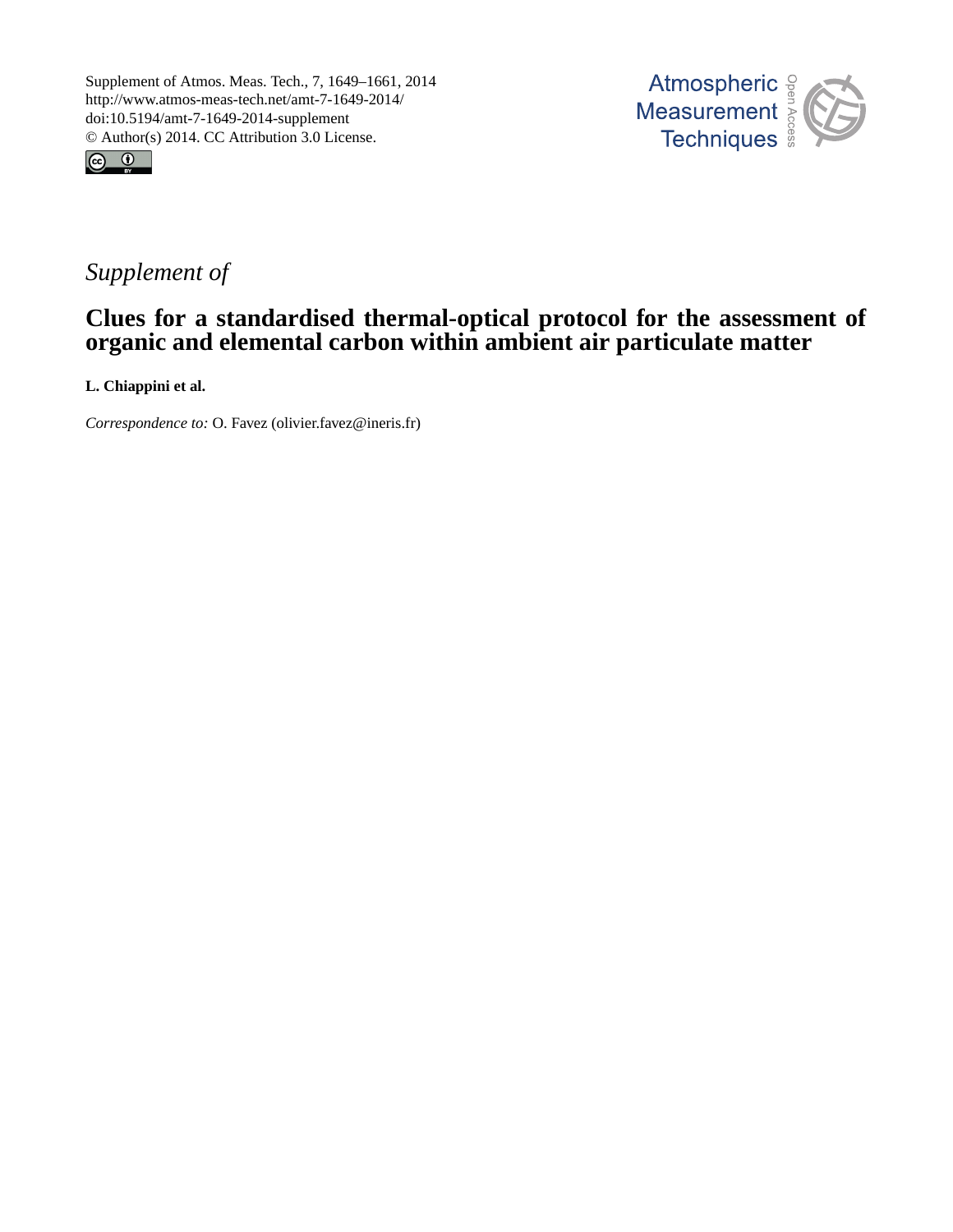Supplement of Atmos. Meas. Tech., 7, 1649–1661, 2014
http://www.atmos-meas-tech.net/amt-7-1649-2014/
doi:10.5194/amt-7-1649-2014-supplement
© Author(s) 2014. CC Attribution 3.0 License.

*Supplement of*

# Clues for a standardised thermal-optical protocol for the assessment of organic and elemental carbon within ambient air particulate matter

**L. Chiappini et al.**

*Correspondence to:* O. Favez (olivier.favez@ineris.fr)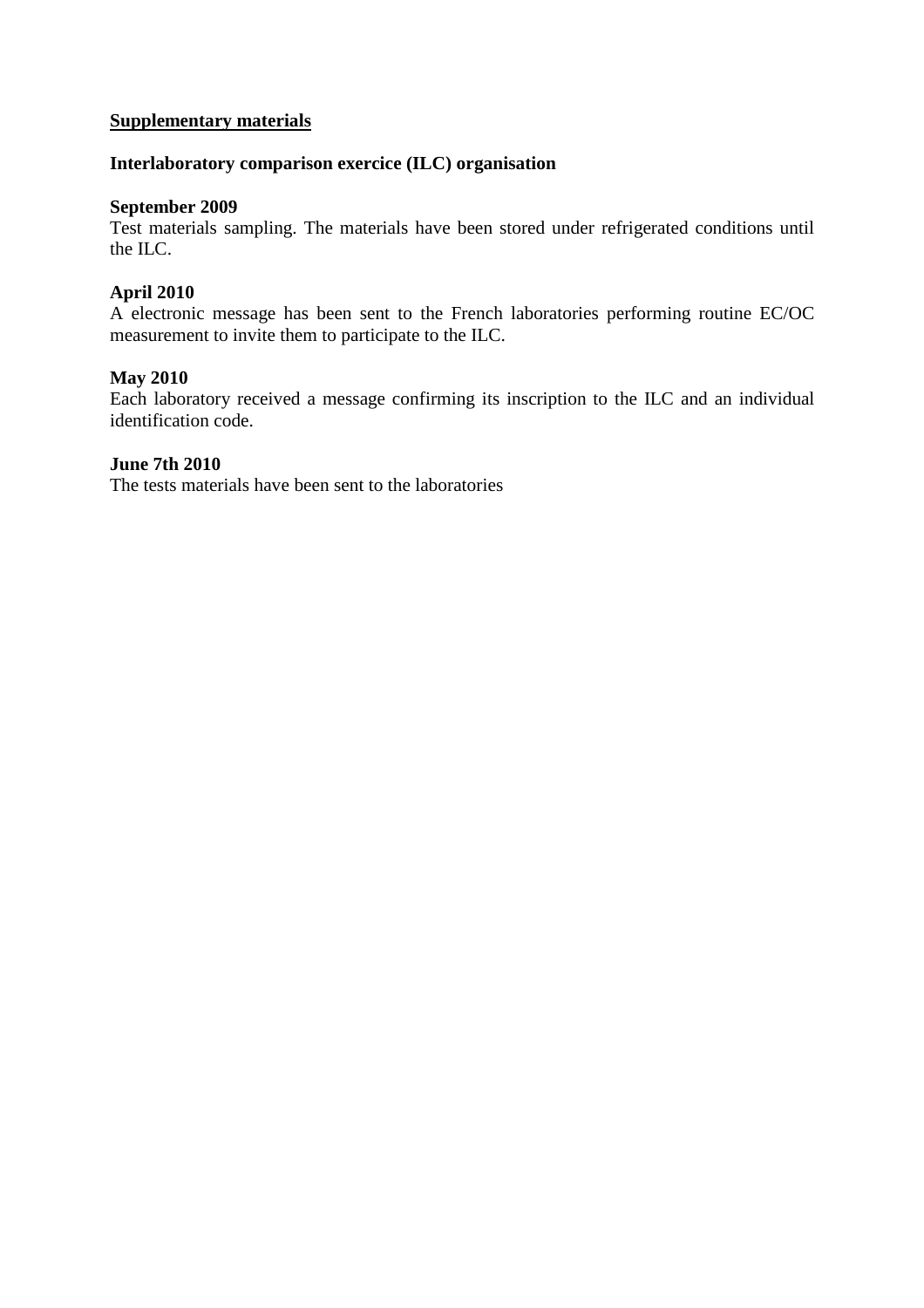**Supplementary materials**

**Interlaboratory comparison exercice (ILC) organisation**

**September 2009**

Test materials sampling. The materials have been stored under refrigerated conditions until the ILC.

**April 2010**

A electronic message has been sent to the French laboratories performing routine EC/OC measurement to invite them to participate to the ILC.

**May 2010**

Each laboratory received a message confirming its inscription to the ILC and an individual identification code.

**June 7th 2010**

The tests materials have been sent to the laboratories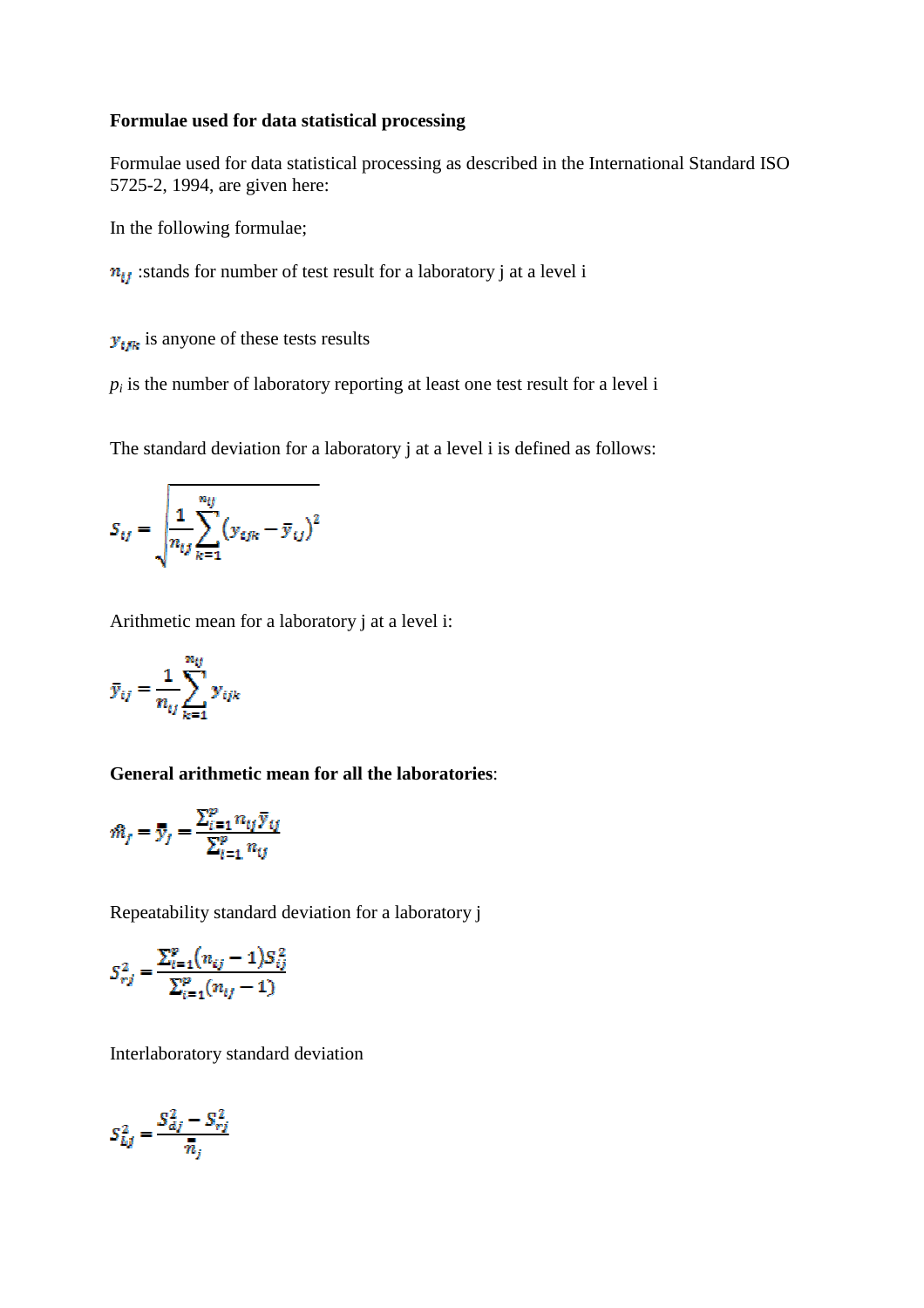**Formulae used for data statistical processing**

Formulae used for data statistical processing as described in the International Standard ISO 5725-2, 1994, are given here:

In the following formulae;

$n_{ij}$ :stands for number of test result for a laboratory j at a level i

$y_{ijk}$ is anyone of these tests results

$p_i$ is the number of laboratory reporting at least one test result for a level i

The standard deviation for a laboratory j at a level i is defined as follows:

$$S_{ij} = \sqrt{\frac{1}{n_{ij}} \sum_{k=1}^{n_{ij}} (y_{ijk} - \bar{y}_{ij})^2}$$

Arithmetic mean for a laboratory j at a level i:

$$\bar{y}_{ij} = \frac{1}{n_{ij}} \sum_{k=1}^{n_{ij}} y_{ijk}$$

**General arithmetic mean for all the laboratories**:

$$\hat{m}_j = \bar{\bar{y}}_j = \frac{\sum_{i=1}^{p} n_{ij} \bar{y}_{ij}}{\sum_{i=1}^{p} n_{ij}}$$

Repeatability standard deviation for a laboratory j

$$S_{rj}^2 = \frac{\sum_{i=1}^{p} (n_{ij} - 1) S_{ij}^2}{\sum_{i=1}^{p} (n_{ij} - 1)}$$

Interlaboratory standard deviation

$$S_{Lj}^2 = \frac{S_{dj}^2 - S_{rj}^2}{\bar{\bar{n}}_j}$$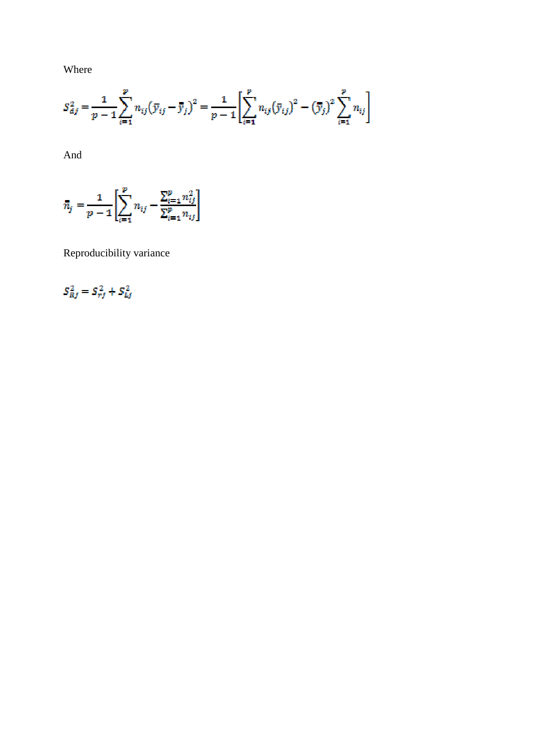Where

$$S_{dj}^2 = \frac{1}{p-1}\sum_{i=1}^{p} n_{ij}(\bar{y}_{ij} - \bar{\bar{y}}_j)^2 = \frac{1}{p-1}\left[\sum_{i=1}^{p} n_{ij}(\bar{y}_{ij})^2 - (\bar{\bar{y}}_j)^2 \sum_{i=1}^{p} n_{ij}\right]$$

And

$$\bar{\bar{n}}_j = \frac{1}{p-1}\left[\sum_{i=1}^{p} n_{ij} - \frac{\sum_{i=1}^{p} n_{ij}^2}{\sum_{i=1}^{p} n_{ij}}\right]$$

Reproducibility variance

$$S_{Rj}^2 = S_{rj}^2 + S_{Lj}^2$$